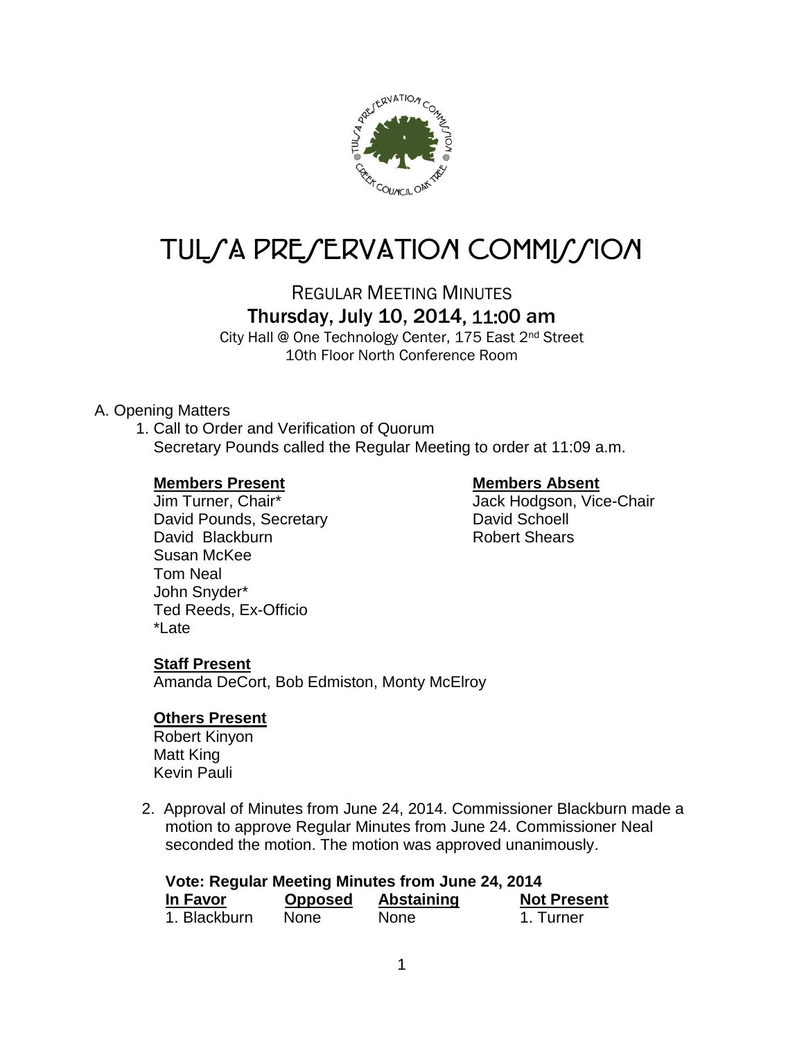# TULSA PRESERVATION COMMISSION

REGULAR MEETING MINUTES
Thursday, July 10, 2014, 11:00 am
City Hall @ One Technology Center, 175 East 2nd Street
10th Floor North Conference Room

A. Opening Matters

1. Call to Order and Verification of Quorum
   Secretary Pounds called the Regular Meeting to order at 11:09 a.m.

**Members Present**
Jim Turner, Chair*
David Pounds, Secretary
David Blackburn
Susan McKee
Tom Neal
John Snyder*
Ted Reeds, Ex-Officio
*Late

**Members Absent**
Jack Hodgson, Vice-Chair
David Schoell
Robert Shears

**Staff Present**
Amanda DeCort, Bob Edmiston, Monty McElroy

**Others Present**
Robert Kinyon
Matt King
Kevin Pauli

2. Approval of Minutes from June 24, 2014. Commissioner Blackburn made a motion to approve Regular Minutes from June 24. Commissioner Neal seconded the motion. The motion was approved unanimously.

**Vote: Regular Meeting Minutes from June 24, 2014**

| In Favor | Opposed | Abstaining | Not Present |
|---|---|---|---|
| 1. Blackburn | None | None | 1. Turner |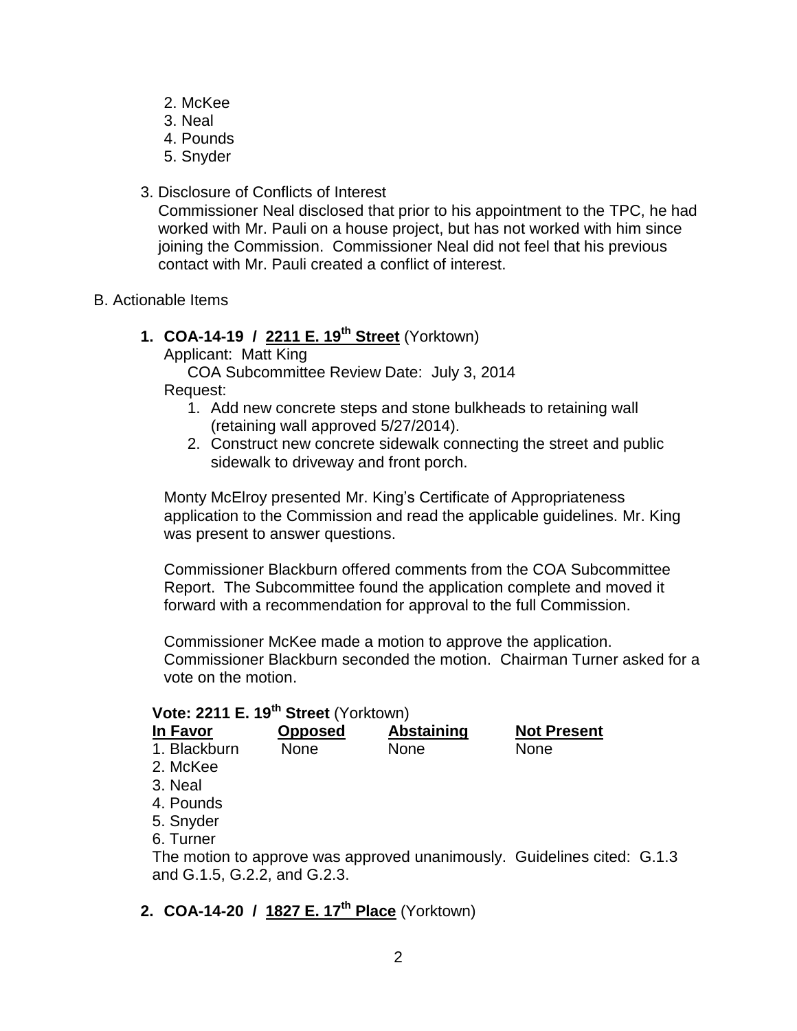2. McKee
3. Neal
4. Pounds
5. Snyder

3. Disclosure of Conflicts of Interest

   Commissioner Neal disclosed that prior to his appointment to the TPC, he had worked with Mr. Pauli on a house project, but has not worked with him since joining the Commission. Commissioner Neal did not feel that his previous contact with Mr. Pauli created a conflict of interest.

B. Actionable Items

**1. COA-14-19 / 2211 E. 19th Street** (Yorktown)

Applicant: Matt King

COA Subcommittee Review Date: July 3, 2014

Request:

1. Add new concrete steps and stone bulkheads to retaining wall (retaining wall approved 5/27/2014).
2. Construct new concrete sidewalk connecting the street and public sidewalk to driveway and front porch.

Monty McElroy presented Mr. King's Certificate of Appropriateness application to the Commission and read the applicable guidelines. Mr. King was present to answer questions.

Commissioner Blackburn offered comments from the COA Subcommittee Report. The Subcommittee found the application complete and moved it forward with a recommendation for approval to the full Commission.

Commissioner McKee made a motion to approve the application. Commissioner Blackburn seconded the motion. Chairman Turner asked for a vote on the motion.

**Vote: 2211 E. 19th Street** (Yorktown)

| In Favor | Opposed | Abstaining | Not Present |
|---|---|---|---|
| 1. Blackburn | None | None | None |
| 2. McKee | | | |
| 3. Neal | | | |
| 4. Pounds | | | |
| 5. Snyder | | | |
| 6. Turner | | | |

The motion to approve was approved unanimously. Guidelines cited: G.1.3 and G.1.5, G.2.2, and G.2.3.

**2. COA-14-20 / 1827 E. 17th Place** (Yorktown)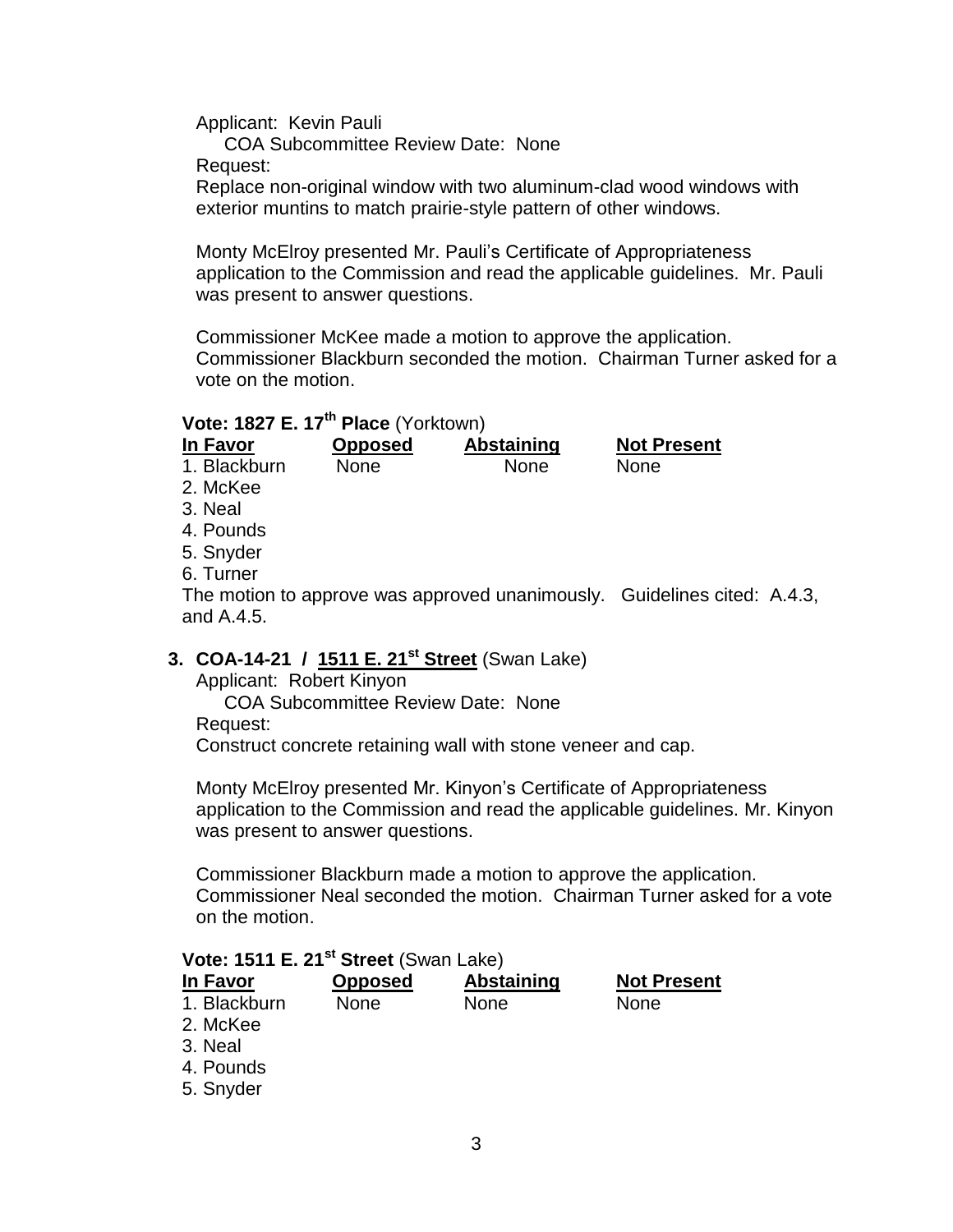Applicant: Kevin Pauli

COA Subcommittee Review Date: None

Request:

Replace non-original window with two aluminum-clad wood windows with exterior muntins to match prairie-style pattern of other windows.

Monty McElroy presented Mr. Pauli's Certificate of Appropriateness application to the Commission and read the applicable guidelines. Mr. Pauli was present to answer questions.

Commissioner McKee made a motion to approve the application. Commissioner Blackburn seconded the motion. Chairman Turner asked for a vote on the motion.

**Vote: 1827 E. 17th Place** (Yorktown)

| In Favor | Opposed | Abstaining | Not Present |
|---|---|---|---|
| 1. Blackburn | None | None | None |
| 2. McKee | | | |
| 3. Neal | | | |
| 4. Pounds | | | |
| 5. Snyder | | | |
| 6. Turner | | | |

The motion to approve was approved unanimously. Guidelines cited: A.4.3, and A.4.5.

3. **COA-14-21 / 1511 E. 21st Street** (Swan Lake)

Applicant: Robert Kinyon

COA Subcommittee Review Date: None

Request:

Construct concrete retaining wall with stone veneer and cap.

Monty McElroy presented Mr. Kinyon's Certificate of Appropriateness application to the Commission and read the applicable guidelines. Mr. Kinyon was present to answer questions.

Commissioner Blackburn made a motion to approve the application. Commissioner Neal seconded the motion. Chairman Turner asked for a vote on the motion.

**Vote: 1511 E. 21st Street** (Swan Lake)

| In Favor | Opposed | Abstaining | Not Present |
|---|---|---|---|
| 1. Blackburn | None | None | None |
| 2. McKee | | | |
| 3. Neal | | | |
| 4. Pounds | | | |
| 5. Snyder | | | |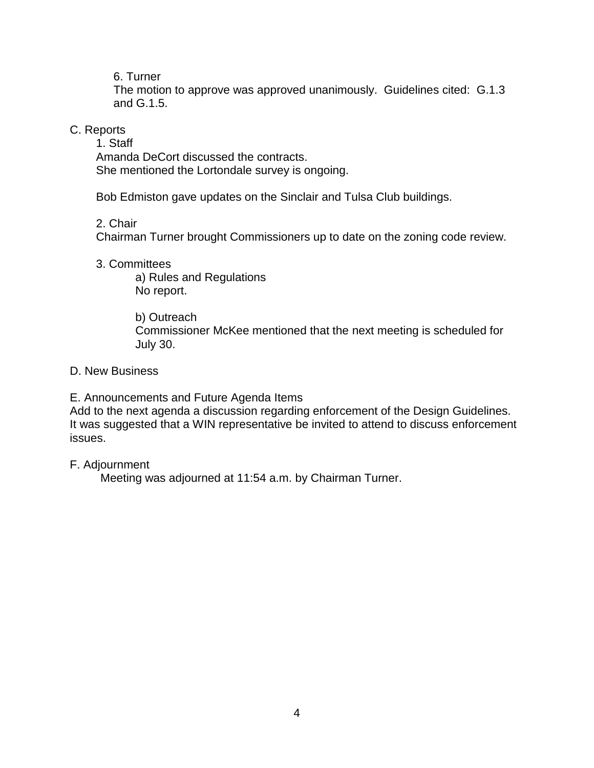6. Turner

The motion to approve was approved unanimously. Guidelines cited: G.1.3 and G.1.5.

C. Reports

1. Staff

Amanda DeCort discussed the contracts.
She mentioned the Lortondale survey is ongoing.

Bob Edmiston gave updates on the Sinclair and Tulsa Club buildings.

2. Chair

Chairman Turner brought Commissioners up to date on the zoning code review.

3. Committees

a) Rules and Regulations

No report.

b) Outreach

Commissioner McKee mentioned that the next meeting is scheduled for July 30.

D. New Business

E. Announcements and Future Agenda Items

Add to the next agenda a discussion regarding enforcement of the Design Guidelines. It was suggested that a WIN representative be invited to attend to discuss enforcement issues.

F. Adjournment

Meeting was adjourned at 11:54 a.m. by Chairman Turner.